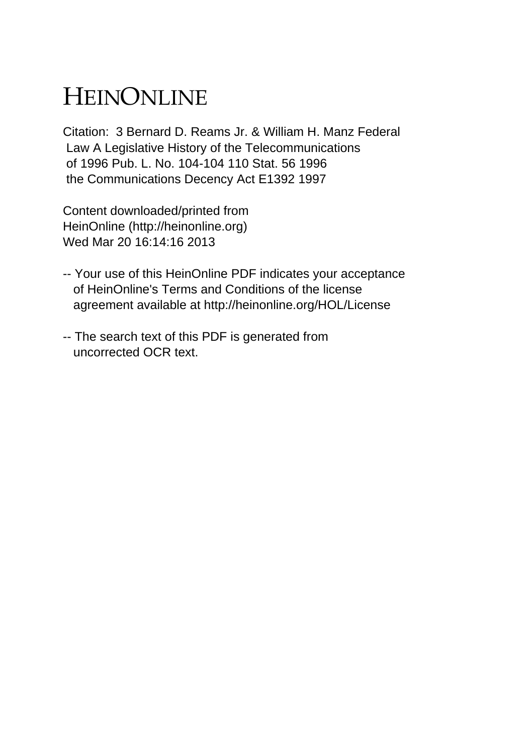# HEINONLINE

Citation: 3 Bernard D. Reams Jr. & William H. Manz Federal Law A Legislative History of the Telecommunications of 1996 Pub. L. No. 104-104 110 Stat. 56 1996 the Communications Decency Act E1392 1997

Content downloaded/printed from HeinOnline (http://heinonline.org)
Wed Mar 20 16:14:16 2013

-- Your use of this HeinOnline PDF indicates your acceptance of HeinOnline's Terms and Conditions of the license agreement available at http://heinonline.org/HOL/License

-- The search text of this PDF is generated from uncorrected OCR text.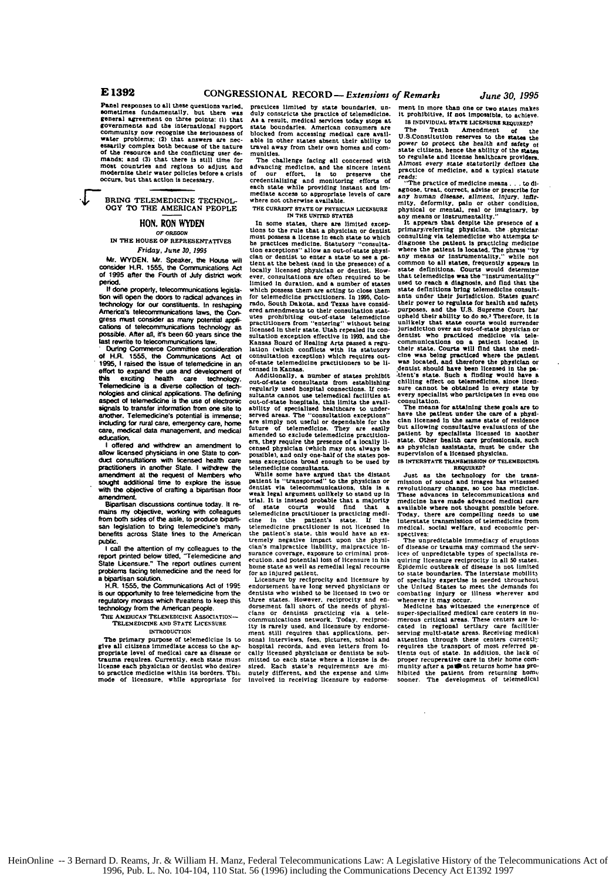Panel responses to all these questions varied, sometimes fundamentally, but there was general agreement on three points: (1) that governments and the international support community now recognize the seriousness of water problems; (2) that answers are necessarily complex both because of the nature of the resource and the conflicting user demands; and (3) that there is still time for most countries and regions to adjust and modernize their water policies before a crisis occurs, but that action is necessary.

## BRING TELEMEDICINE TECHNOLOGY TO THE AMERICAN PEOPLE

### HON. RON WYDEN

OF OREGON

IN THE HOUSE OF REPRESENTATIVES

*Friday, June 30, 1995*

Mr. WYDEN. Mr. Speaker, the House will consider H.R. 1555, the Communications Act of 1995 after the Fourth of July district work period.

If done properly, telecommunications legislation will open the doors to radical advances in technology for our constituents. In reshaping America's telecommunications laws, the Congress must consider as many potential applications of telecommunications technology as possible. After all, it's been 60 years since the last rewrite to telecommunications law.

During Commerce Committee consideration of H.R. 1555, the Communications Act of 1995, I raised the issue of telemedicine in an effort to expand the use and development of this exciting health care technology. Telemedicine is a diverse collection of technologies and clinical applications. The defining aspect of telemedicine is the use of electronic signals to transfer information from one site to another. Telemedicine's potential is immense; including for rural care, emergency care, home care, medical data management, and medical education.

I offered and withdrew an amendment to allow licensed physicians in one State to conduct consultations with licensed health care practitioners in another State. I withdrew the amendment at the request of Members who sought additional time to explore the issue with the objective of crafting a bipartisan floor amendment.

Bipartisan discussions continue today. It remains my objective, working with colleagues from both sides of the aisle, to produce bipartisan legislation to bring telemedicine's many benefits across State lines to the American public.

I call the attention of my colleagues to the report printed below titled, "Telemedicine and State Licensure." The report outlines current problems facing telemedicine and the need for a bipartisan solution.

H.R. 1555, the Communications Act of 1995 is our opportunity to free telemedicine from the regulatory morass which threatens to keep this technology from the American people.

THE AMERICAN TELEMEDICINE ASSOCIATION—TELEMEDICINE AND STATE LICENSURE

INTRODUCTION

The primary purpose of telemedicine is to give all citizens immediate access to the appropriate level of medical care as disease or trauma requires. Currently, each state must license each physician or dentist who desires to practice medicine within its borders. This mode of licensure, while appropriate for practices limited by state boundaries, unduly constricts the practice of telemedicine. As a result, medical services today stops at state boundaries. American consumers are blocked from accessing medical care available in other states absent their ability to travel away from their own homes and communities.

The challenge facing all concerned with advancing medicine, and the sincere intent of our effort, is to preserve the credentialing and monitoring efforts of each state while providing instant and immediate access to appropriate levels of care where not otherwise available.

THE CURRENT STATE OF PHYSICIAN LICENSURE IN THE UNITED STATES

In some states, there are limited exceptions to the rule that a physician or dentist must possess a license in each state to which he practices medicine. Statutory "consultation exceptions" allow an out-of-state physician or dentist to enter a state to see a patient at the behest (and in the presence) of a locally licensed physician or dentist. However, consultations are often required to be limited in duration, and a number of states which possess them are acting to close them for telemedicine practitioners. In 1995, Colorado, South Dakota, and Texas have considered amendments to their consultation statutes prohibiting out-of-state telemedicine practitioners from "entering" without being licensed in their state. Utah repealed its consultation exception effective in 1993, and the Kansas Board of Healing Arts passed a regulation (which conflicts with its statutory consultation exception) which requires out-of-state telemedicine practitioners to be licensed in Kansas.

Additionally, a number of states prohibit out-of-state consultants from establishing regularly used hospital connections. If consultants cannot use telemedical facilities at out-of-state hospitals, this limits the availability of specialized healthcare to underserved areas. The "consultation exceptions" are simply not useful or dependable for the future of telemedicine. They are easily amended to exclude telemedicine practitioners, they require the presence of a locally licensed physician (which may not always be possible), and only one-half of the states possess exceptions broad enough to be used by telemedicine consultants.

While some have argued that the distant patient is "transported" to the physician or dentist via telecommunications, this is a weak legal argument unlikely to stand up in trial. It is instead probable that a majority of state courts would find that a telemedicine practitioner is practicing medicine in the patient's state. If the telemedicine practitioner is not licensed in the patient's state, this would have an extremely negative impact upon the physician's malpractice liability, malpractice insurance coverage, exposure to criminal prosecution, and potential loss of licensure in his home state as well as remedial legal recourse for an injured patient.

Licensure by reciprocity and licensure by endorsement have long served physicians or dentists who wished to be licensed in two or three states. However, reciprocity and endorsement fall short of the needs of physicians or dentists practicing via a telecommunications network. Today, reciprocity is rarely used, and licensure by endorsement still requires that applications, personal interviews, fees, pictures, school and hospital records, and even letters from locally licensed physicians or dentists be submitted to each state where a license is desired. Each state's requirements are minutely different, and the expense and time involved in receiving licensure by endorsement in more than one or two states makes it prohibitive, if not impossible, to achieve.

IS INDIVIDUAL STATE LICENSURE REQUIRED?

The Tenth Amendment of the U.S.Constitution reserves to the states the power to protect the health and safety of state citizens, hence the ability of the states to regulate and license healthcare providers. *Almost every state statutorily defines the practice of medicine, and a typical statute reads:*

"The practice of medicine means . . . to diagnose, treat, correct, advise or prescribe for any *human disease, ailment, injury, infirmity, deformity, pain or other condition,* physical or mental, real or imaginary, by any means or instrumentality."

It appears that despite the presence of a primary/referring physician, the physician consulting via telemedicine who attempts to diagnose the patient is practicing medicine where the patient is located. The phrase "by any means or instrumentality," while not common to all states, frequently appears in state definitions. Courts would determine that telemedicine was the "instrumentality" used to reach a diagnosis, and find that the state definitions bring telemedicine consultants under their jurisdiction. States guard their power to regulate for health and safety purposes, and the U.S. Supreme Court has upheld their ability to do so.[2] Therefore, it is unlikely that state courts would surrender jurisdiction over an out-of-state physician or dentist who practiced medicine via telecommunications on a patient located in their state. Courts will find that the medicine was being practiced where the patient was located, and therefore the physician or dentist should have been licensed in the patient's state. Such a finding would have a chilling effect on telemedicine, since licensure cannot be obtained in every state by every specialist who participates in even one consultation.

The means for attaining these goals are to have the patient under the care of a physician licensed in the same state of residence but allowing consultative evaluations of the patient by specialists licensed in another state. Other health care professionals, such as physician assistants, must be under the supervision of a licensed physician.

IS INTERSTATE TRANSMISSION OF TELEMEDICINE REQUIRED?

Just as the technology for the transmission of sound and images has witnessed revolutionary change, so too has medicine. These advances in telecommunications and medicine have made advanced medical care available where not thought possible before. Today, there are compelling needs to use interstate transmission of telemedicine from medical, social welfare, and economic perspectives:

The unpredictable immediacy of eruptions of disease or trauma may command the services of unpredictable types of specialists requiring licensure reciprocity in all 50 states. Epidemic outbreak of disease is not limited to state boundaries. The interstate mobility of specialty expertise is needed throughout the United States to meet the demands for combating injury or illness wherever and whenever it may occur.

Medicine has witnessed the emergence of super-specialized medical care centers in numerous critical areas. These centers are located in regional tertiary care facilities serving multi-state areas. Receiving medical attention through these centers currently requires the transport of most referred patients out of state. In addition, the lack of proper recuperative care in their home community after a patient returns home has prohibited the patient from returning home sooner. The development of telemedical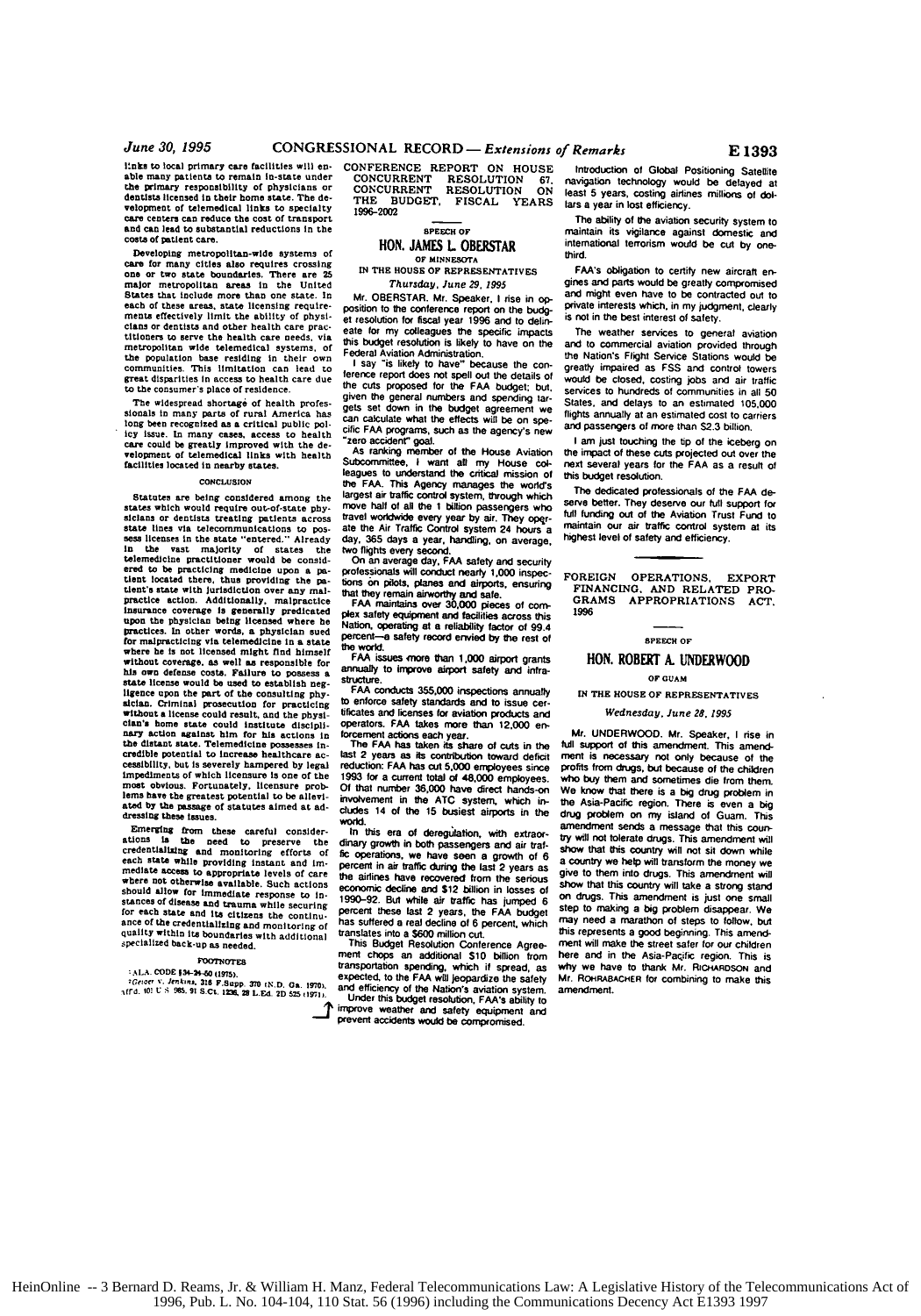links to local primary care facilities will enable many patients to remain in-state under the primary responsibility of physicians or dentists licensed in their home state. The development of telemedical links to specialty care centers can reduce the cost of transport and can lead to substantial reductions in the costs of patient care.

Developing metropolitan-wide systems of care for many cities also requires crossing one or two state boundaries. There are 25 major metropolitan areas in the United States that include more than one state. In each of these areas, state licensing requirements effectively limit the ability of physicians or dentists and other health care practitioners to serve the health care needs, via metropolitan wide telemedical systems, of the population base residing in their own communities. This limitation can lead to great disparities in access to health care due to the consumer's place of residence.

The widespread shortage of health professionals in many parts of rural America has long been recognized as a critical public policy issue. In many cases, access to health care could be greatly improved with the development of telemedical links with health facilities located in nearby states.

#### CONCLUSION

Statutes are being considered among the states which would require out-of-state physicians or dentists treating patients across state lines via telecommunications to possess licenses in the state "entered." Already in the vast majority of states the telemedicine practitioner would be considered to be practicing medicine upon a patient located there, thus providing the patient's state with jurisdiction over any malpractice action. Additionally, malpractice insurance coverage is generally predicated upon the physician being licensed where he practices. In other words, a physician sued for malpracticing via telemedicine in a state where he is not licensed might find himself without coverage, as well as responsible for his own defense costs. Failure to possess a state license would be used to establish negligence upon the part of the consulting physician. Criminal prosecution for practicing without a license could result, and the physician's home state could institute disciplinary action against him for his actions in the distant state. Telemedicine possesses incredible potential to increase healthcare accessibility, but is severely hampered by legal impediments of which licensure is one of the most obvious. Fortunately, licensure problems have the greatest potential to be alleviated by the passage of statutes aimed at addressing these issues.

Emerging from these careful considerations is the need to preserve the credentialing and monitoring efforts of each state while providing instant and immediate access to appropriate levels of care where not otherwise available. Such actions should allow for immediate response to instances of disease and trauma while securing for each state and its citizens the continuance of the credentialing and monitoring of quality within its boundaries with additional specialized back-up as needed.

FOOTNOTES

[1] ALA. CODE §34-24-50 (1975).

[2] Geiger v. Jenkins, 316 F.Supp. 370 (N.D. Ga. 1970), aff'd. 401 U.S. 985, 91 S.Ct. 1236, 28 L.Ed. 2D 525 (1971).

## CONFERENCE REPORT ON HOUSE CONCURRENT RESOLUTION 67, CONCURRENT RESOLUTION ON THE BUDGET, FISCAL YEARS 1996–2002

SPEECH OF

### HON. JAMES L. OBERSTAR

OF MINNESOTA

IN THE HOUSE OF REPRESENTATIVES

*Thursday, June 29, 1995*

Mr. OBERSTAR. Mr. Speaker, I rise in opposition to the conference report on the budget resolution for fiscal year 1996 and to delineate for my colleagues the specific impacts this budget resolution is likely to have on the Federal Aviation Administration.

I say "is likely to have" because the conference report does not spell out the details of the cuts proposed for the FAA budget; but, given the general numbers and spending targets set down in the budget agreement we can calculate what the effects will be on specific FAA programs, such as the agency's new "zero accident" goal.

As ranking member of the House Aviation Subcommittee, I want all my House colleagues to understand the critical mission of the FAA. This Agency manages the world's largest air traffic control system, through which move half of all the 1 billion passengers who travel worldwide every year by air. They operate the Air Traffic Control system 24 hours a day, 365 days a year, handling, on average, two flights every second.

On an average day, FAA safety and security professionals will conduct nearly 1,000 inspections on pilots, planes and airports, ensuring that they remain airworthy and safe.

FAA maintains over 30,000 pieces of complex safety equipment and facilities across this Nation, operating at a reliability factor of 99.4 percent—a safety record envied by the rest of the world.

FAA issues more than 1,000 airport grants annually to improve airport safety and infrastructure.

FAA conducts 355,000 inspections annually to enforce safety standards and to issue certificates and licenses for aviation products and operators. FAA takes more than 12,000 enforcement actions each year.

The FAA has taken its share of cuts in the last 2 years as its contribution toward deficit reduction: FAA has cut 5,000 employees since 1993 for a current total of 48,000 employees. Of that number 36,000 have direct hands-on involvement in the ATC system, which includes 14 of the 15 busiest airports in the world.

In this era of deregulation, with extraordinary growth in both passengers and air traffic operations, we have seen a growth of 6 percent in air traffic during the last 2 years as the airlines have recovered from the serious economic decline and $12 billion in losses of 1990–92. But while air traffic has jumped 6 percent these last 2 years, the FAA budget has suffered a real decline of 6 percent, which translates into a $600 million cut.

This Budget Resolution Conference Agreement chops an additional $10 billion from transportation spending, which if spread, as expected, to the FAA will jeopardize the safety and efficiency of the Nation's aviation system.

Under this budget resolution, FAA's ability to improve weather and safety equipment and prevent accidents would be compromised.

Introduction of Global Positioning Satellite navigation technology would be delayed at least 5 years, costing airlines millions of dollars a year in lost efficiency.

The ability of the aviation security system to maintain its vigilance against domestic and international terrorism would be cut by one-third.

FAA's obligation to certify new aircraft engines and parts would be greatly compromised and might even have to be contracted out to private interests which, in my judgment, clearly is not in the best interest of safety.

The weather services to general aviation and to commercial aviation provided through the Nation's Flight Service Stations would be greatly impaired as FSS and control towers would be closed, costing jobs and air traffic services to hundreds of communities in all 50 States, and delays to an estimated 105,000 flights annually at an estimated cost to carriers and passengers of more than $2.3 billion.

I am just touching the tip of the iceberg on the impact of these cuts projected out over the next several years for the FAA as a result of this budget resolution.

The dedicated professionals of the FAA deserve better. They deserve our full support for full funding out of the Aviation Trust Fund to maintain our air traffic control system at its highest level of safety and efficiency.

## FOREIGN OPERATIONS, EXPORT FINANCING, AND RELATED PROGRAMS APPROPRIATIONS ACT, 1996

SPEECH OF

### HON. ROBERT A. UNDERWOOD

OF GUAM

IN THE HOUSE OF REPRESENTATIVES

*Wednesday, June 28, 1995*

Mr. UNDERWOOD. Mr. Speaker, I rise in full support of this amendment. This amendment is necessary not only because of the profits from drugs, but because of the children who buy them and sometimes die from them. We know that there is a big drug problem in the Asia-Pacific region. There is even a big drug problem on my island of Guam. This amendment sends a message that this country will not tolerate drugs. This amendment will show that this country will not sit down while a country we help will transform the money we give to them into drugs. This amendment will show that this country will take a strong stand on drugs. This amendment is just one small step to making a big problem disappear. We may need a marathon of steps to follow, but this represents a good beginning. This amendment will make the street safer for our children here and in the Asia-Pacific region. This is why we have to thank Mr. RICHARDSON and Mr. ROHRABACHER for combining to make this amendment.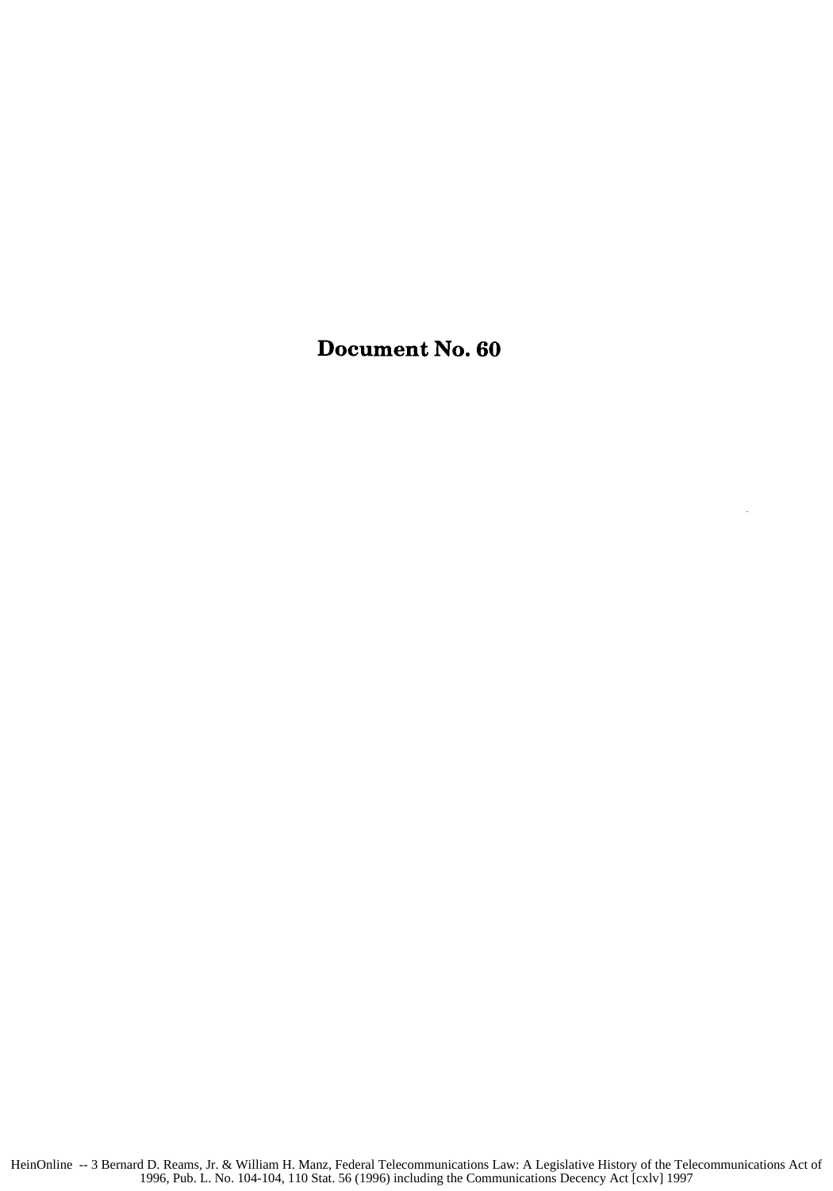# Document No. 60